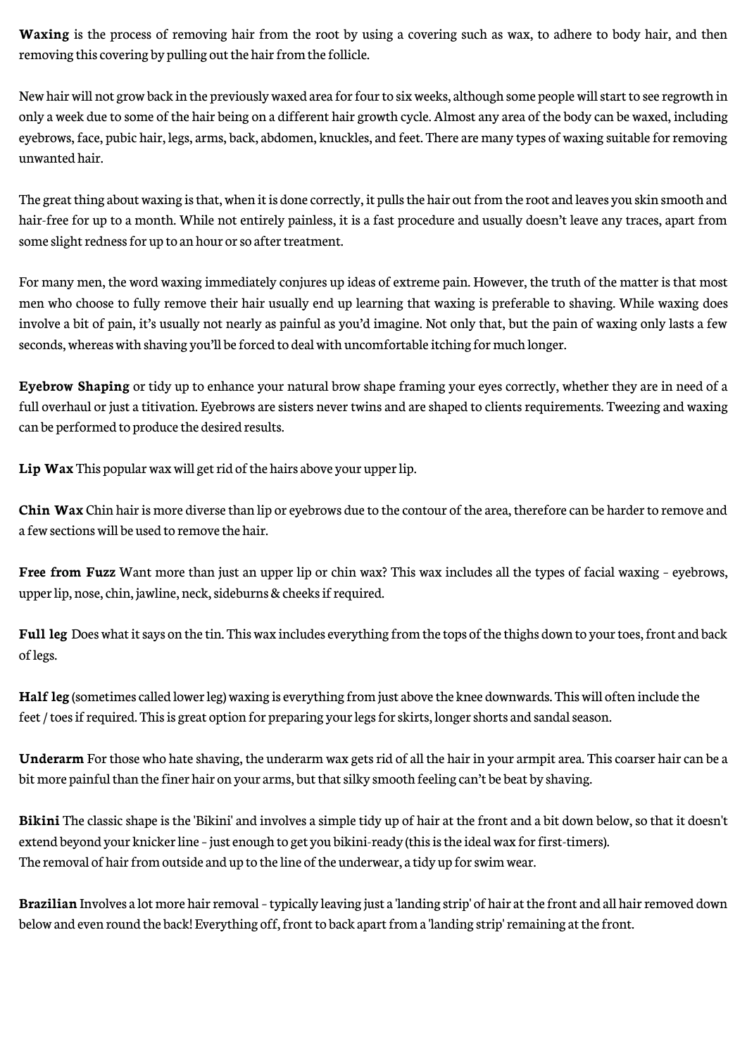**Waxing** is the process of removing hair from the root by using a covering such as wax, to adhere to body hair, and then removing this covering by pulling out the hair from the follicle.

New hair will not grow back in the previously waxed area for four to six weeks, although some people will start to see regrowth in only a week due to some of the hair being on a different hair growth cycle. Almost any area of the body can be waxed, including eyebrows, face, pubic hair, legs, arms, back, abdomen, knuckles, and feet. There are many types of waxing suitable for removing unwanted hair.

The great thing about waxing is that, when it is done correctly, it pulls the hair out from the root and leaves you skin smooth and hair-free for up to a month. While not entirely painless, it is a fast procedure and usually doesn't leave any traces, apart from some slight redness for up to an hour or so after treatment.

For many men, the word waxing immediately conjures up ideas of extreme pain. However, the truth of the matter is that most men who choose to fully remove their hair usually end up learning that waxing is preferable to shaving. While waxing does involve a bit of pain, it's usually not nearly as painful as you'd imagine. Not only that, but the pain of waxing only lasts a few seconds, whereas with shaving you'll be forced to deal with uncomfortable itching for much longer.

**Eyebrow Shaping** or tidy up to enhance your natural brow shape framing your eyes correctly, whether they are in need of a full overhaul or just a titivation. Eyebrows are sisters never twins and are shaped to clients requirements. Tweezing and waxing can be performed to produce the desired results.

**Lip Wax** This popular wax will get rid of the hairs above your upper lip.

**Chin Wax** Chin hair is more diverse than lip or eyebrows due to the contour of the area, therefore can be harder to remove and a few sections will be used to remove the hair.

**Free from Fuzz** Want more than just an upper lip or chin wax? This wax includes all the types of facial waxing - eyebrows, upper lip, nose, chin, jawline, neck, sideburns & cheeks if required.

**Full leg** Does what it says on the tin. This wax includes everything from the tops of the thighs down to your toes, front and back of legs.

**Half leg** (sometimes called lower leg) waxing is everything from just above the knee downwards. This will often include the feet / toes if required. This is great option for preparing your legs for skirts, longer shorts and sandal season.

**Underarm** For those who hate shaving, the underarm wax gets rid of all the hair in your armpit area. This coarser hair can be a bit more painful than the finer hair on your arms, but that silky smooth feeling can't be beat by shaving.

**Bikini** The classic shape is the 'Bikini' and involves a simple tidy up of hair at the front and a bit down below, so that it doesn't extend beyond your knicker line - just enough to get you bikini-ready (this is the ideal wax for first-timers).
The removal of hair from outside and up to the line of the underwear, a tidy up for swim wear.

**Brazilian** Involves a lot more hair removal - typically leaving just a 'landing strip' of hair at the front and all hair removed down below and even round the back! Everything off, front to back apart from a 'landing strip' remaining at the front.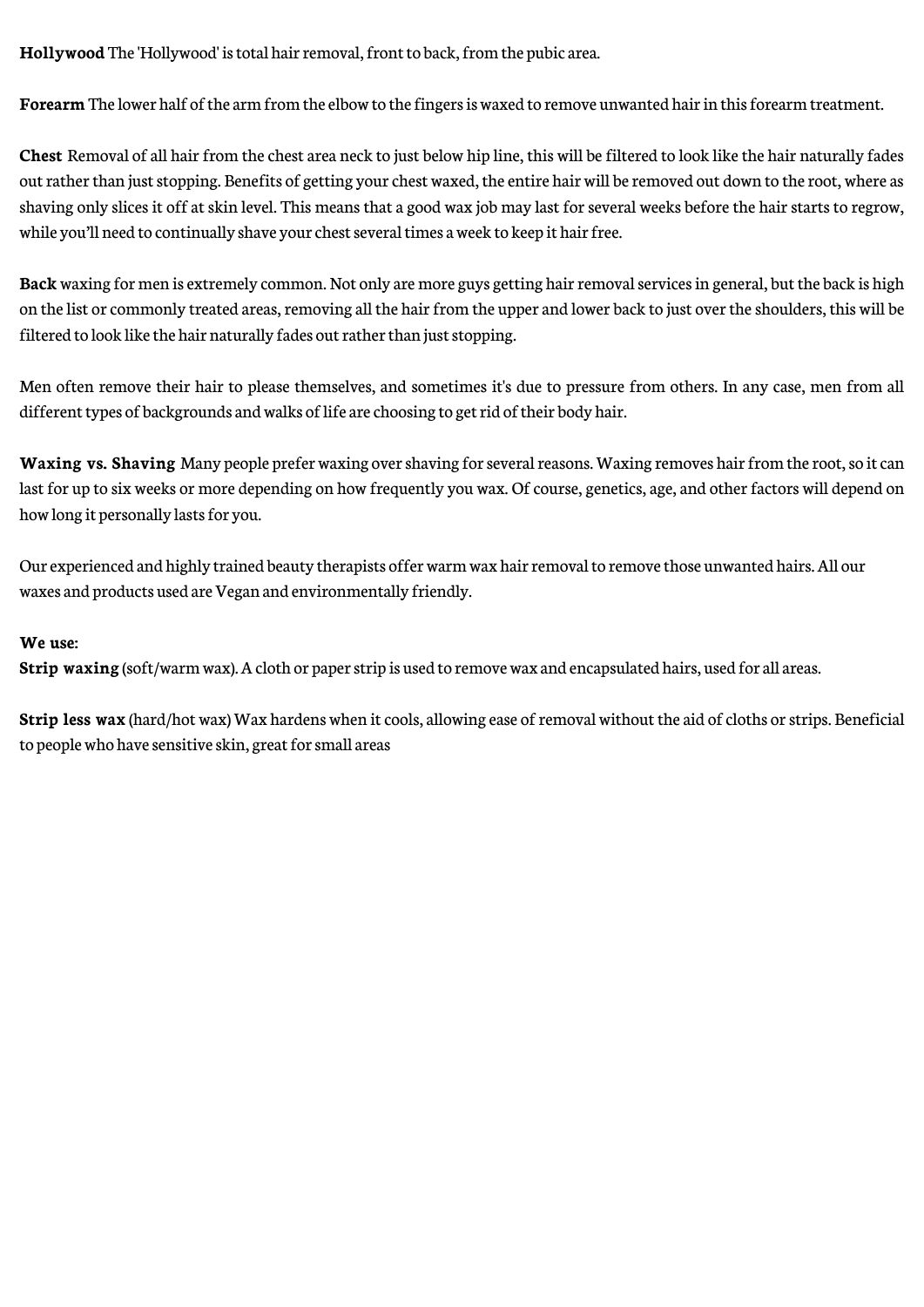**Hollywood** The 'Hollywood' is total hair removal, front to back, from the pubic area.

**Forearm** The lower half of the arm from the elbow to the fingers is waxed to remove unwanted hair in this forearm treatment.

**Chest** Removal of all hair from the chest area neck to just below hip line, this will be filtered to look like the hair naturally fades out rather than just stopping. Benefits of getting your chest waxed, the entire hair will be removed out down to the root, where as shaving only slices it off at skin level. This means that a good wax job may last for several weeks before the hair starts to regrow, while you'll need to continually shave your chest several times a week to keep it hair free.

**Back** waxing for men is extremely common. Not only are more guys getting hair removal services in general, but the back is high on the list or commonly treated areas, removing all the hair from the upper and lower back to just over the shoulders, this will be filtered to look like the hair naturally fades out rather than just stopping.

Men often remove their hair to please themselves, and sometimes it's due to pressure from others. In any case, men from all different types of backgrounds and walks of life are choosing to get rid of their body hair.

**Waxing vs. Shaving** Many people prefer waxing over shaving for several reasons. Waxing removes hair from the root, so it can last for up to six weeks or more depending on how frequently you wax. Of course, genetics, age, and other factors will depend on how long it personally lasts for you.

Our experienced and highly trained beauty therapists offer warm wax hair removal to remove those unwanted hairs. All our waxes and products used are Vegan and environmentally friendly.

**We use:**
**Strip waxing** (soft/warm wax). A cloth or paper strip is used to remove wax and encapsulated hairs, used for all areas.

**Strip less wax** (hard/hot wax) Wax hardens when it cools, allowing ease of removal without the aid of cloths or strips. Beneficial to people who have sensitive skin, great for small areas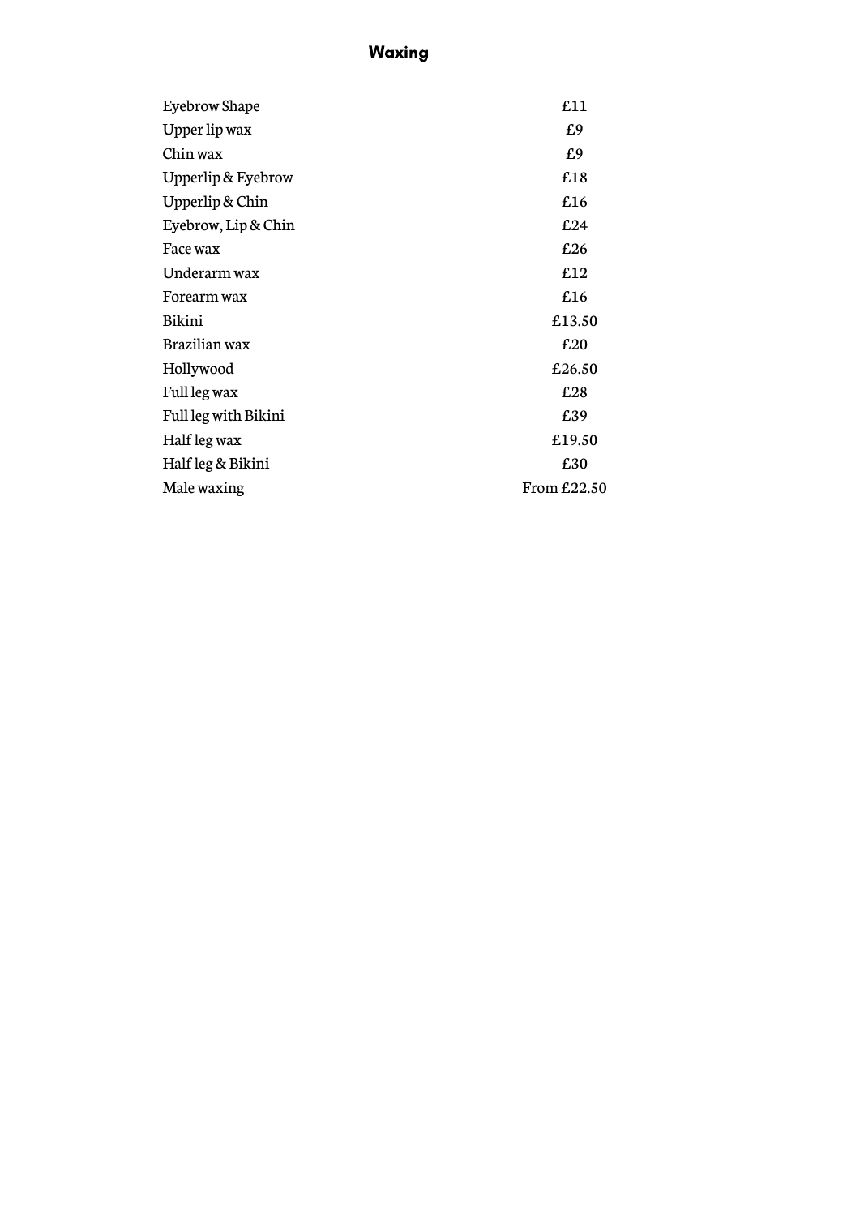## Waxing

| | |
|---|---|
| Eyebrow Shape | £11 |
| Upper lip wax | £9 |
| Chin wax | £9 |
| Upperlip & Eyebrow | £18 |
| Upperlip & Chin | £16 |
| Eyebrow, Lip & Chin | £24 |
| Face wax | £26 |
| Underarm wax | £12 |
| Forearm wax | £16 |
| Bikini | £13.50 |
| Brazilian wax | £20 |
| Hollywood | £26.50 |
| Full leg wax | £28 |
| Full leg with Bikini | £39 |
| Half leg wax | £19.50 |
| Half leg & Bikini | £30 |
| Male waxing | From £22.50 |